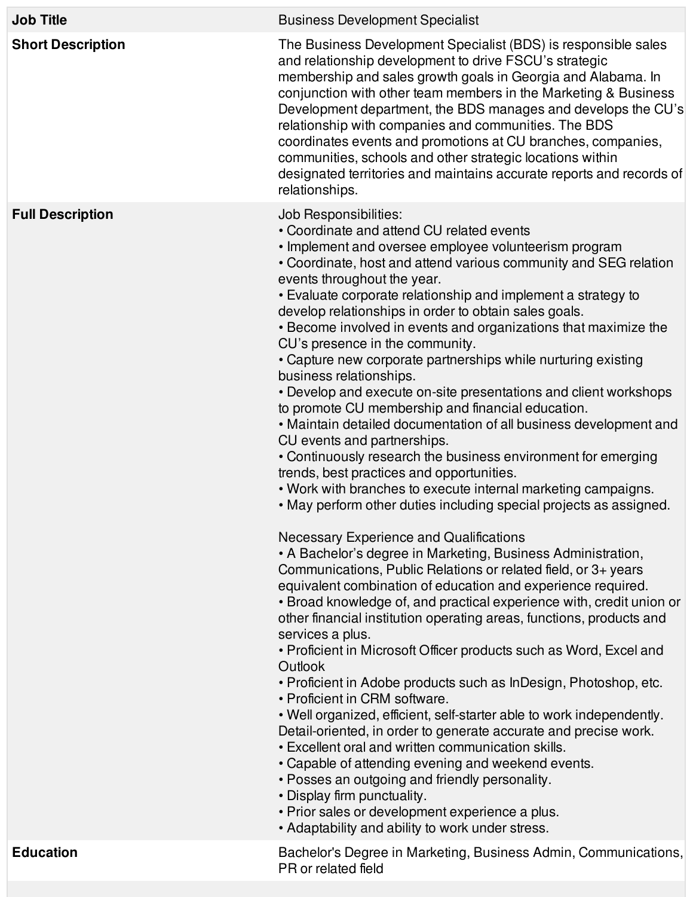| Job Title | Business Development Specialist |
|---|---|
| Short Description | The Business Development Specialist (BDS) is responsible sales and relationship development to drive FSCU's strategic membership and sales growth goals in Georgia and Alabama. In conjunction with other team members in the Marketing & Business Development department, the BDS manages and develops the CU's relationship with companies and communities. The BDS coordinates events and promotions at CU branches, companies, communities, schools and other strategic locations within designated territories and maintains accurate reports and records of relationships. |
| Full Description | Job Responsibilities:<br>• Coordinate and attend CU related events<br>• Implement and oversee employee volunteerism program<br>• Coordinate, host and attend various community and SEG relation events throughout the year.<br>• Evaluate corporate relationship and implement a strategy to develop relationships in order to obtain sales goals.<br>• Become involved in events and organizations that maximize the CU's presence in the community.<br>• Capture new corporate partnerships while nurturing existing business relationships.<br>• Develop and execute on-site presentations and client workshops to promote CU membership and financial education.<br>• Maintain detailed documentation of all business development and CU events and partnerships.<br>• Continuously research the business environment for emerging trends, best practices and opportunities.<br>• Work with branches to execute internal marketing campaigns.<br>• May perform other duties including special projects as assigned.<br><br>Necessary Experience and Qualifications<br>• A Bachelor's degree in Marketing, Business Administration, Communications, Public Relations or related field, or 3+ years equivalent combination of education and experience required.<br>• Broad knowledge of, and practical experience with, credit union or other financial institution operating areas, functions, products and services a plus.<br>• Proficient in Microsoft Officer products such as Word, Excel and Outlook<br>• Proficient in Adobe products such as InDesign, Photoshop, etc.<br>• Proficient in CRM software.<br>• Well organized, efficient, self-starter able to work independently. Detail-oriented, in order to generate accurate and precise work.<br>• Excellent oral and written communication skills.<br>• Capable of attending evening and weekend events.<br>• Posses an outgoing and friendly personality.<br>• Display firm punctuality.<br>• Prior sales or development experience a plus.<br>• Adaptability and ability to work under stress. |
| Education | Bachelor's Degree in Marketing, Business Admin, Communications, PR or related field |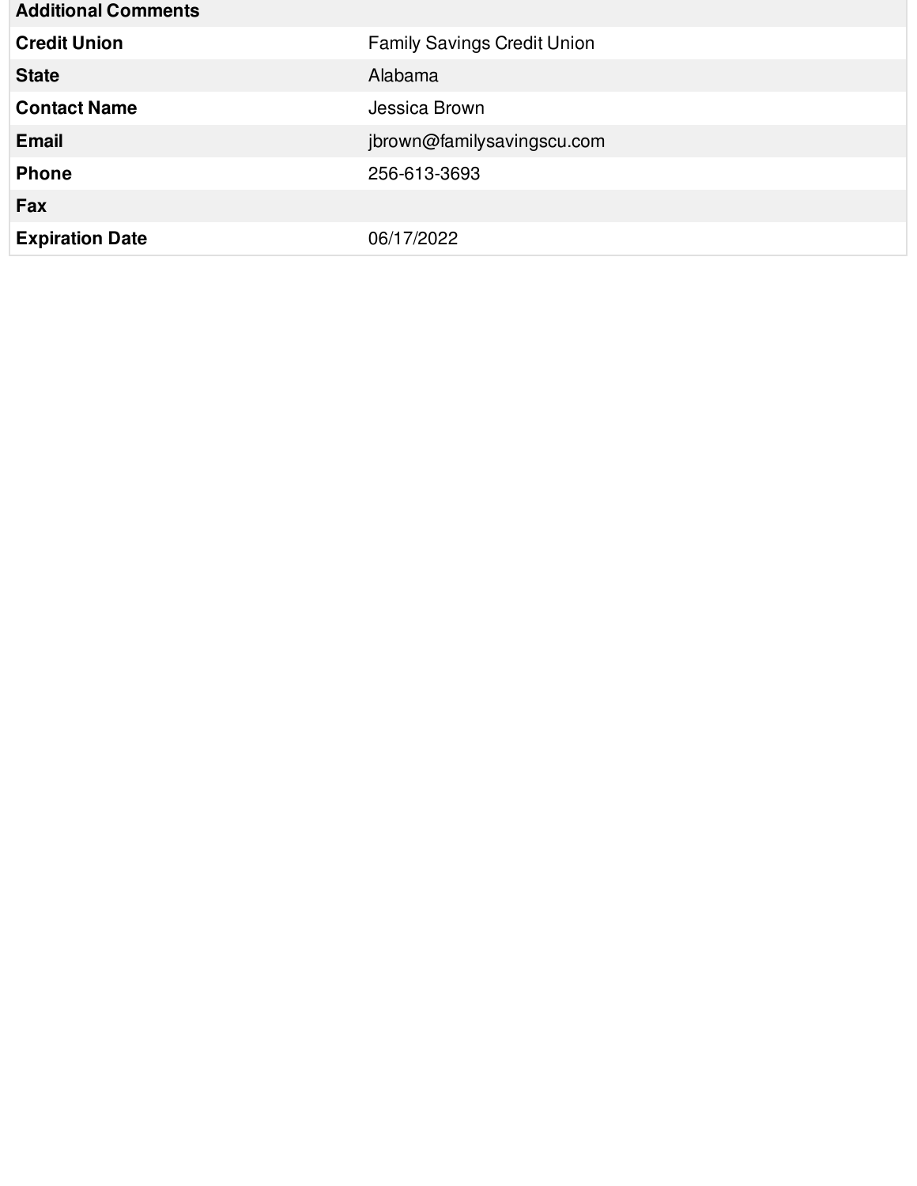| | |
|---|---|
| **Additional Comments** | |
| **Credit Union** | Family Savings Credit Union |
| **State** | Alabama |
| **Contact Name** | Jessica Brown |
| **Email** | jbrown@familysavingscu.com |
| **Phone** | 256-613-3693 |
| **Fax** | |
| **Expiration Date** | 06/17/2022 |